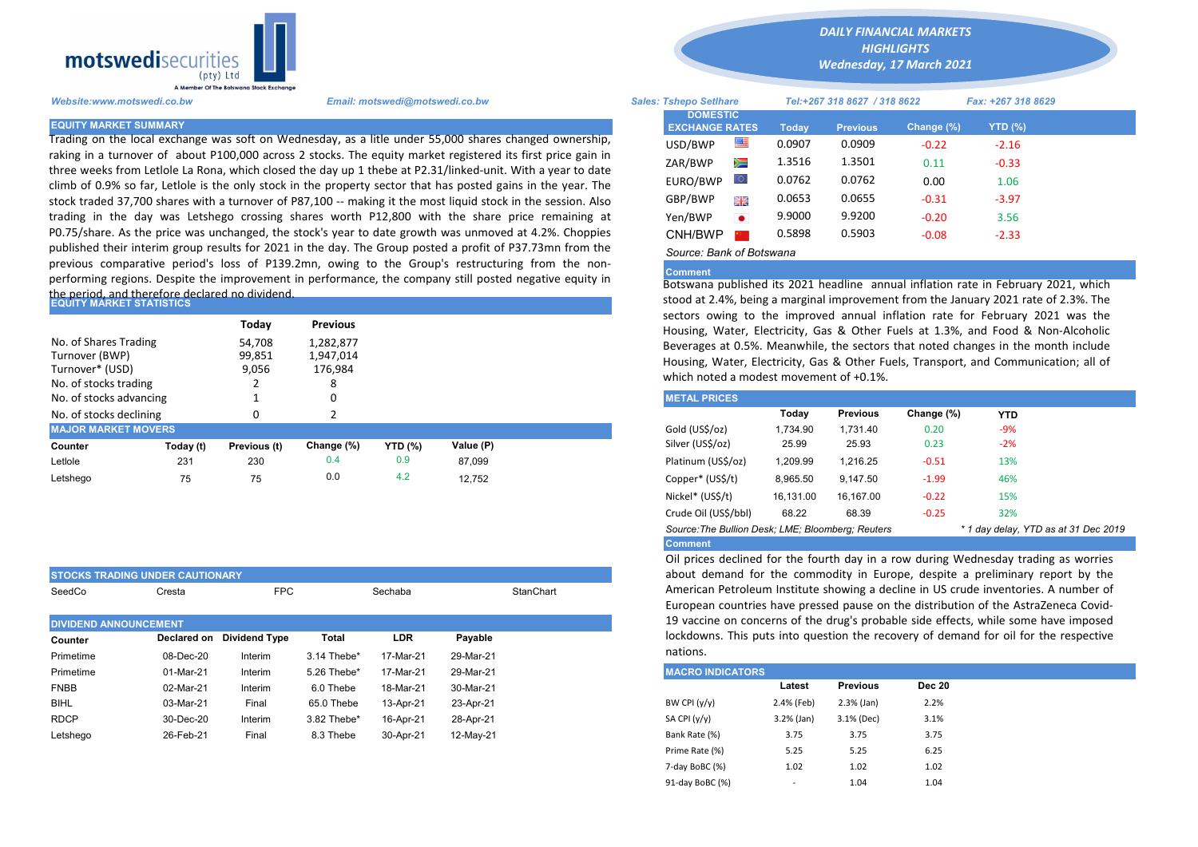motswedisecurities (pty) Ltd

A Member Of The Botswana Stock Exchange

# DAILY FINANCIAL MARKETS HIGHLIGHTS

*Wednesday, 17 March 2021*

*Website:www.motswedi.co.bw* | *Email: motswedi@motswedi.co.bw* | *Sales: Tshepo Setlhare* | *Tel:+267 318 8627 / 318 8622* | *Fax: +267 318 8629*

## EQUITY MARKET SUMMARY

Trading on the local exchange was soft on Wednesday, as a litle under 55,000 shares changed ownership, raking in a turnover of about P100,000 across 2 stocks. The equity market registered its first price gain in three weeks from Letlole La Rona, which closed the day up 1 thebe at P2.31/linked-unit. With a year to date climb of 0.9% so far, Letlole is the only stock in the property sector that has posted gains in the year. The stock traded 37,700 shares with a turnover of P87,100 -- making it the most liquid stock in the session. Also trading in the day was Letshego crossing shares worth P12,800 with the share price remaining at P0.75/share. As the price was unchanged, the stock's year to date growth was unmoved at 4.2%. Choppies published their interim group results for 2021 in the day. The Group posted a profit of P37.73mn from the previous comparative period's loss of P139.2mn, owing to the Group's restructuring from the non-performing regions. Despite the improvement in performance, the company still posted negative equity in the period, and therefore declared no dividend.

## EQUITY MARKET STATISTICS

| | Today | Previous |
|---|---|---|
| No. of Shares Trading | 54,708 | 1,282,877 |
| Turnover (BWP) | 99,851 | 1,947,014 |
| Turnover* (USD) | 9,056 | 176,984 |
| No. of stocks trading | 2 | 8 |
| No. of stocks advancing | 1 | 0 |
| No. of stocks declining | 0 | 2 |

## MAJOR MARKET MOVERS

| Counter | Today (t) | Previous (t) | Change (%) | YTD (%) | Value (P) |
|---|---|---|---|---|---|
| Letlole | 231 | 230 | 0.4 | 0.9 | 87,099 |
| Letshego | 75 | 75 | 0.0 | 4.2 | 12,752 |

## STOCKS TRADING UNDER CAUTIONARY

SeedCo | Cresta | FPC | Sechaba | StanChart

## DIVIDEND ANNOUNCEMENT

| Counter | Declared on | Dividend Type | Total | LDR | Payable |
|---|---|---|---|---|---|
| Primetime | 08-Dec-20 | Interim | 3.14 Thebe* | 17-Mar-21 | 29-Mar-21 |
| Primetime | 01-Mar-21 | Interim | 5.26 Thebe* | 17-Mar-21 | 29-Mar-21 |
| FNBB | 02-Mar-21 | Interim | 6.0 Thebe | 18-Mar-21 | 30-Mar-21 |
| BIHL | 03-Mar-21 | Final | 65.0 Thebe | 13-Apr-21 | 23-Apr-21 |
| RDCP | 30-Dec-20 | Interim | 3.82 Thebe* | 16-Apr-21 | 28-Apr-21 |
| Letshego | 26-Feb-21 | Final | 8.3 Thebe | 30-Apr-21 | 12-May-21 |

## DOMESTIC EXCHANGE RATES

| DOMESTIC EXCHANGE RATES | Today | Previous | Change (%) | YTD (%) |
|---|---|---|---|---|
| USD/BWP | 0.0907 | 0.0909 | -0.22 | -2.16 |
| ZAR/BWP | 1.3516 | 1.3501 | 0.11 | -0.33 |
| EURO/BWP | 0.0762 | 0.0762 | 0.00 | 1.06 |
| GBP/BWP | 0.0653 | 0.0655 | -0.31 | -3.97 |
| Yen/BWP | 9.9000 | 9.9200 | -0.20 | 3.56 |
| CNH/BWP | 0.5898 | 0.5903 | -0.08 | -2.33 |

*Source: Bank of Botswana*

**Comment**

Botswana published its 2021 headline annual inflation rate in February 2021, which stood at 2.4%, being a marginal improvement from the January 2021 rate of 2.3%. The sectors owing to the improved annual inflation rate for February 2021 was the Housing, Water, Electricity, Gas & Other Fuels at 1.3%, and Food & Non-Alcoholic Beverages at 0.5%. Meanwhile, the sectors that noted changes in the month include Housing, Water, Electricity, Gas & Other Fuels, Transport, and Communication; all of which noted a modest movement of +0.1%.

## METAL PRICES

| | Today | Previous | Change (%) | YTD |
|---|---|---|---|---|
| Gold (US$/oz) | 1,734.90 | 1,731.40 | 0.20 | -9% |
| Silver (US$/oz) | 25.99 | 25.93 | 0.23 | -2% |
| Platinum (US$/oz) | 1,209.99 | 1,216.25 | -0.51 | 13% |
| Copper* (US$/t) | 8,965.50 | 9,147.50 | -1.99 | 46% |
| Nickel* (US$/t) | 16,131.00 | 16,167.00 | -0.22 | 15% |
| Crude Oil (US$/bbl) | 68.22 | 68.39 | -0.25 | 32% |

*Source:The Bullion Desk; LME; Bloomberg; Reuters* | *\* 1 day delay, YTD as at 31 Dec 2019*

**Comment**

Oil prices declined for the fourth day in a row during Wednesday trading as worries about demand for the commodity in Europe, despite a preliminary report by the American Petroleum Institute showing a decline in US crude inventories. A number of European countries have pressed pause on the distribution of the AstraZeneca Covid-19 vaccine on concerns of the drug's probable side effects, while some have imposed lockdowns. This puts into question the recovery of demand for oil for the respective nations.

## MACRO INDICATORS

| | Latest | Previous | Dec 20 |
|---|---|---|---|
| BW CPI (y/y) | 2.4% (Feb) | 2.3% (Jan) | 2.2% |
| SA CPI (y/y) | 3.2% (Jan) | 3.1% (Dec) | 3.1% |
| Bank Rate (%) | 3.75 | 3.75 | 3.75 |
| Prime Rate (%) | 5.25 | 5.25 | 6.25 |
| 7-day BoBC (%) | 1.02 | 1.02 | 1.02 |
| 91-day BoBC (%) | - | 1.04 | 1.04 |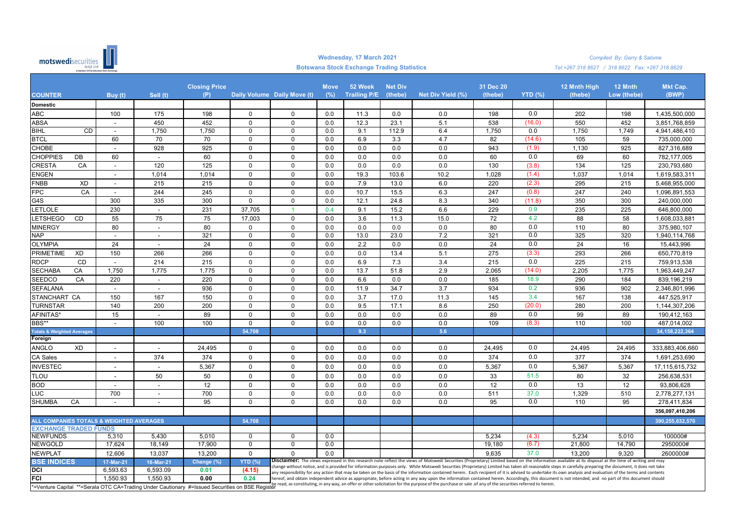motswedisecurities (pty) Ltd
A Member Of The Botswana Stock Exchange

**Wednesday, 17 March 2021**
**Botswana Stock Exchange Trading Statistics**

*Compiled By: Garry & Salome*
*Tel:+267 318 8627 / 318 8622 Fax: +267 318 8629*

| COUNTER | Buy (t) | Sell (t) | Closing Price (P) | Daily Volume | Daily Move (t) | Move (%) | 52 Week Trailing P/E | Net Div (thebe) | Net Div Yield (%) | 31 Dec 20 (thebe) | YTD (%) | 12 Mnth High (thebe) | 12 Mnth Low (thebe) | Mkt Cap. (BWP) |
|---|---|---|---|---|---|---|---|---|---|---|---|---|---|---|
| **Domestic** | | | | | | | | | | | | | | |
| ABC | 100 | 175 | 198 | 0 | 0 | 0.0 | 11.3 | 0.0 | 0.0 | 198 | 0.0 | 202 | 198 | 1,435,500,000 |
| ABSA | - | 450 | 452 | 0 | 0 | 0.0 | 12.3 | 23.1 | 5.1 | 538 | (16.0) | 550 | 452 | 3,851,768,859 |
| BIHL CD | - | 1,750 | 1,750 | 0 | 0 | 0.0 | 9.1 | 112.9 | 6.4 | 1,750 | 0.0 | 1,750 | 1,749 | 4,941,486,410 |
| BTCL | 60 | 70 | 70 | 0 | 0 | 0.0 | 6.9 | 3.3 | 4.7 | 82 | (14.6) | 105 | 59 | 735,000,000 |
| CHOBE | - | 928 | 925 | 0 | 0 | 0.0 | 0.0 | 0.0 | 0.0 | 943 | (1.9) | 1,130 | 925 | 827,316,689 |
| CHOPPIES DB | 60 | - | 60 | 0 | 0 | 0.0 | 0.0 | 0.0 | 0.0 | 60 | 0.0 | 69 | 60 | 782,177,005 |
| CRESTA CA | - | 120 | 125 | 0 | 0 | 0.0 | 0.0 | 0.0 | 0.0 | 130 | (3.8) | 134 | 125 | 230,793,680 |
| ENGEN | - | 1,014 | 1,014 | 0 | 0 | 0.0 | 19.3 | 103.6 | 10.2 | 1,028 | (1.4) | 1,037 | 1,014 | 1,619,583,311 |
| FNBB XD | - | 215 | 215 | 0 | 0 | 0.0 | 7.9 | 13.0 | 6.0 | 220 | (2.3) | 295 | 215 | 5,468,955,000 |
| FPC CA | - | 244 | 245 | 0 | 0 | 0.0 | 10.7 | 15.5 | 6.3 | 247 | (0.8) | 247 | 240 | 1,096,891,553 |
| G4S | 300 | 335 | 300 | 0 | 0 | 0.0 | 12.1 | 24.8 | 8.3 | 340 | (11.8) | 350 | 300 | 240,000,000 |
| LETLOLE | 230 | - | 231 | 37,705 | 1 | 0.4 | 9.1 | 15.2 | 6.6 | 229 | 0.9 | 235 | 225 | 646,800,000 |
| LETSHEGO CD | 55 | 75 | 75 | 17,003 | 0 | 0.0 | 3.6 | 11.3 | 15.0 | 72 | 4.2 | 88 | 58 | 1,608,033,881 |
| MINERGY | 80 | - | 80 | 0 | 0 | 0.0 | 0.0 | 0.0 | 0.0 | 80 | 0.0 | 110 | 80 | 375,980,107 |
| NAP | - | - | 321 | 0 | 0 | 0.0 | 13.0 | 23.0 | 7.2 | 321 | 0.0 | 325 | 320 | 1,940,114,768 |
| OLYMPIA | 24 | - | 24 | 0 | 0 | 0.0 | 2.2 | 0.0 | 0.0 | 24 | 0.0 | 24 | 16 | 15,443,996 |
| PRIMETIME XD | 150 | 266 | 266 | 0 | 0 | 0.0 | 0.0 | 13.4 | 5.1 | 275 | (3.3) | 293 | 266 | 650,770,819 |
| RDCP CD | - | 214 | 215 | 0 | 0 | 0.0 | 6.9 | 7.3 | 3.4 | 215 | 0.0 | 225 | 215 | 759,913,538 |
| SECHABA CA | 1,750 | 1,775 | 1,775 | 0 | 0 | 0.0 | 13.7 | 51.8 | 2.9 | 2,065 | (14.0) | 2,205 | 1,775 | 1,963,449,247 |
| SEEDCO CA | 220 | - | 220 | 0 | 0 | 0.0 | 6.6 | 0.0 | 0.0 | 185 | 18.9 | 290 | 184 | 839,196,219 |
| SEFALANA | - | - | 936 | 0 | 0 | 0.0 | 11.9 | 34.7 | 3.7 | 934 | 0.2 | 936 | 902 | 2,346,801,996 |
| STANCHART CA | 150 | 167 | 150 | 0 | 0 | 0.0 | 3.7 | 17.0 | 11.3 | 145 | 3.4 | 167 | 138 | 447,525,917 |
| TURNSTAR | 140 | 200 | 200 | 0 | 0 | 0.0 | 9.5 | 17.1 | 8.6 | 250 | (20.0) | 280 | 200 | 1,144,307,206 |
| AFINITAS* | 15 | - | 89 | 0 | 0 | 0.0 | 0.0 | 0.0 | 0.0 | 89 | 0.0 | 99 | 89 | 190,412,163 |
| BBS** | - | 100 | 100 | 0 | 0 | 0.0 | 0.0 | 0.0 | 0.0 | 109 | (8.3) | 110 | 100 | 487,014,002 |
| **Totals & Weighted Averages** | | | | 54,708 | | | 9.3 | | 5.6 | | | | | 34,158,222,364 |
| **Foreign** | | | | | | | | | | | | | | |
| ANGLO XD | - | - | 24,495 | 0 | 0 | 0.0 | 0.0 | 0.0 | 0.0 | 24,495 | 0.0 | 24,495 | 24,495 | 333,883,406,660 |
| CA Sales | - | 374 | 374 | 0 | 0 | 0.0 | 0.0 | 0.0 | 0.0 | 374 | 0.0 | 377 | 374 | 1,691,253,690 |
| INVESTEC | - | - | 5,367 | 0 | 0 | 0.0 | 0.0 | 0.0 | 0.0 | 5,367 | 0.0 | 5,367 | 5,367 | 17,115,615,732 |
| TLOU | - | 50 | 50 | 0 | 0 | 0.0 | 0.0 | 0.0 | 0.0 | 33 | 51.5 | 80 | 32 | 256,638,531 |
| BOD | - | - | 12 | 0 | 0 | 0.0 | 0.0 | 0.0 | 0.0 | 12 | 0.0 | 13 | 12 | 93,806,628 |
| LUC | 700 | - | 700 | 0 | 0 | 0.0 | 0.0 | 0.0 | 0.0 | 511 | 37.0 | 1,329 | 510 | 2,778,277,131 |
| SHUMBA CA | - | - | 95 | 0 | 0 | 0.0 | 0.0 | 0.0 | 0.0 | 95 | 0.0 | 110 | 95 | 278,411,834 |
| | | | | | | | | | | | | | | 356,097,410,206 |
| **ALL COMPANIES TOTALS & WEIGHTED AVERAGES** | | | | 54,708 | | | | | | | | | | 390,255,632,570 |
| **EXCHANGE TRADED FUNDS** | | | | | | | | | | | | | | |
| NEWFUNDS | 5,310 | 5,430 | 5,010 | 0 | 0 | 0.0 | | | | 5,234 | (4.3) | 5,234 | 5,010 | 100000# |
| NEWGOLD | 17,624 | 18,149 | 17,900 | 0 | 0 | 0.0 | | | | 19,180 | (6.7) | 21,800 | 14,790 | 2950000# |
| NEWPLAT | 12,606 | 13,037 | 13,200 | 0 | 0 | 0.0 | | | | 9,635 | 37.0 | 13,200 | 9,320 | 2600000# |

| BSE INDICES | 17-Mar-21 | 16-Mar-21 | Change (%) | YTD (%) |
|---|---|---|---|---|
| DCI | 6,593.63 | 6,593.09 | 0.01 | (4.15) |
| FCI | 1,550.93 | 1,550.93 | 0.00 | 0.24 |

*=Venture Capital **=Serala OTC CA=Trading Under Cautionary #=Issued Securities on BSE Register

**Disclaimer:** The views expressed in this research note reflect the views of Motswedi Securities (Proprietary) Limited based on the information available at its disposal at the time of writing and may change without notice, and is provided for information purposes only. While Motswedi Securities (Proprietary) Limited has taken all reasonable steps in carefully preparing the document, it does not take any responsibility for any action that may be taken on the basis of the information contained herein. Each recipient of it is advised to undertake its own analysis and evaluation of the terms and contents hereof, and obtain independent advice as appropriate, before acting in any way upon the information contained herein. Accordingly, this document is not intended, and no part of this document should be read, as constituting, in any way, an offer or other solicitation for the purpose of the purchase or sale .of any of the securities referred to herein.